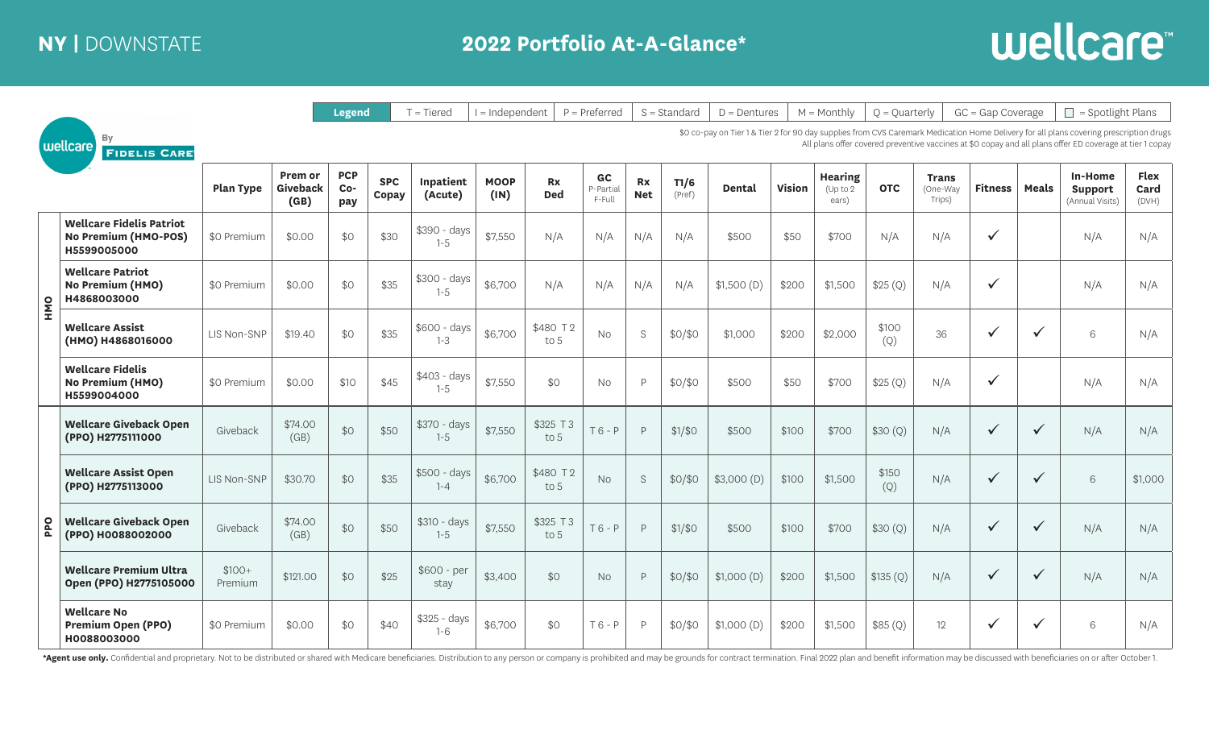# NY | DOWNSTATE

## 2022 Portfolio At-A-Glance*

wellcare

| Legend | T = Tiered | I = Independent | P = Preferred | S = Standard | D = Dentures | M = Monthly | Q = Quarterly | GC = Gap Coverage | ☐ = Spotlight Plans |
|---|---|---|---|---|---|---|---|---|---|

wellcare By FIDELIS CARE

$0 co-pay on Tier 1 & Tier 2 for 90 day supplies from CVS Caremark Medication Home Delivery for all plans covering prescription drugs
All plans offer covered preventive vaccines at $0 copay and all plans offer ED coverage at tier 1 copay

| | Plan | Plan Type | Prem or Giveback (GB) | PCP Co-pay | SPC Copay | Inpatient (Acute) | MOOP (IN) | Rx Ded | GC P-Partial F-Full | Rx Net | T1/6 (Pref) | Dental | Vision | Hearing (Up to 2 ears) | OTC | Trans (One-Way Trips) | Fitness | Meals | In-Home Support (Annual Visits) | Flex Card (DVH) |
|---|---|---|---|---|---|---|---|---|---|---|---|---|---|---|---|---|---|---|---|---|
| HMO | **Wellcare Fidelis Patriot No Premium (HMO-POS) H5599005000** | $0 Premium | $0.00 | $0 | $30 | $390 - days 1-5 | $7,550 | N/A | N/A | N/A | N/A | $500 | $50 | $700 | N/A | N/A | ✓ | | N/A | N/A |
| HMO | **Wellcare Patriot No Premium (HMO) H4868003000** | $0 Premium | $0.00 | $0 | $35 | $300 - days 1-5 | $6,700 | N/A | N/A | N/A | N/A | $1,500 (D) | $200 | $1,500 | $25 (Q) | N/A | ✓ | | N/A | N/A |
| HMO | **Wellcare Assist (HMO) H4868016000** | LIS Non-SNP | $19.40 | $0 | $35 | $600 - days 1-3 | $6,700 | $480 T2 to 5 | No | S | $0/$0 | $1,000 | $200 | $2,000 | $100 (Q) | 36 | ✓ | ✓ | 6 | N/A |
| HMO | **Wellcare Fidelis No Premium (HMO) H5599004000** | $0 Premium | $0.00 | $10 | $45 | $403 - days 1-5 | $7,550 | $0 | No | P | $0/$0 | $500 | $50 | $700 | $25 (Q) | N/A | ✓ | | N/A | N/A |
| PPO | **Wellcare Giveback Open (PPO) H2775111000** | Giveback | $74.00 (GB) | $0 | $50 | $370 - days 1-5 | $7,550 | $325 T3 to 5 | T6 - P | P | $1/$0 | $500 | $100 | $700 | $30 (Q) | N/A | ✓ | ✓ | N/A | N/A |
| PPO | **Wellcare Assist Open (PPO) H2775113000** | LIS Non-SNP | $30.70 | $0 | $35 | $500 - days 1-4 | $6,700 | $480 T2 to 5 | No | S | $0/$0 | $3,000 (D) | $100 | $1,500 | $150 (Q) | N/A | ✓ | ✓ | 6 | $1,000 |
| PPO | **Wellcare Giveback Open (PPO) H0088002000** | Giveback | $74.00 (GB) | $0 | $50 | $310 - days 1-5 | $7,550 | $325 T3 to 5 | T6 - P | P | $1/$0 | $500 | $100 | $700 | $30 (Q) | N/A | ✓ | ✓ | N/A | N/A |
| PPO | **Wellcare Premium Ultra Open (PPO) H2775105000** | $100+ Premium | $121.00 | $0 | $25 | $600 - per stay | $3,400 | $0 | No | P | $0/$0 | $1,000 (D) | $200 | $1,500 | $135 (Q) | N/A | ✓ | ✓ | N/A | N/A |
| PPO | **Wellcare No Premium Open (PPO) H0088003000** | $0 Premium | $0.00 | $0 | $40 | $325 - days 1-6 | $6,700 | $0 | T6 - P | P | $0/$0 | $1,000 (D) | $200 | $1,500 | $85 (Q) | 12 | ✓ | ✓ | 6 | N/A |

**\*Agent use only.** Confidential and proprietary. Not to be distributed or shared with Medicare beneficiaries. Distribution to any person or company is prohibited and may be grounds for contract termination. Final 2022 plan and benefit information may be discussed with beneficiaries on or after October 1.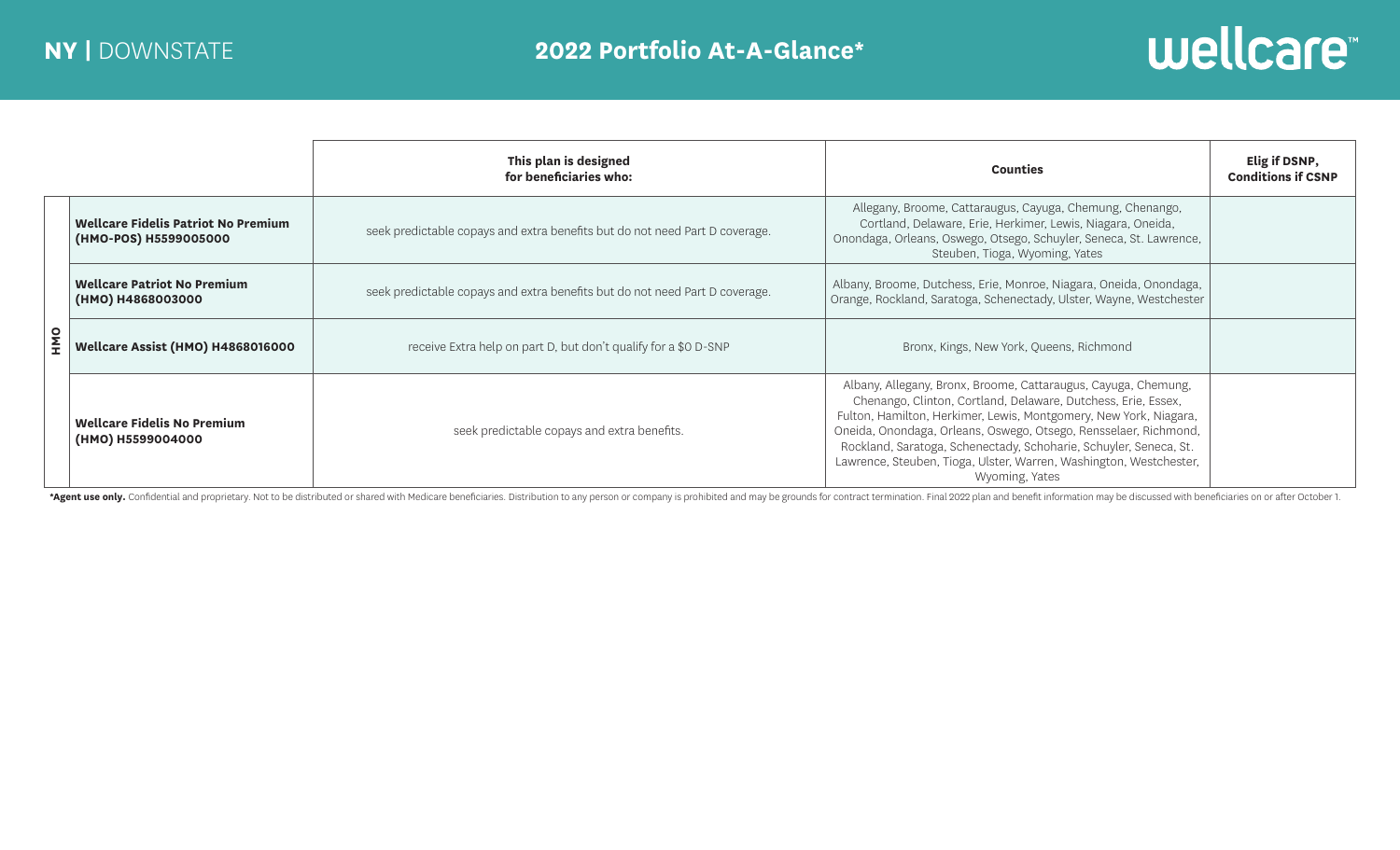NY | DOWNSTATE

# 2022 Portfolio At-A-Glance*

| | | This plan is designed for beneficiaries who: | Counties | Elig if DSNP, Conditions if CSNP |
|---|---|---|---|---|
| HMO | **Wellcare Fidelis Patriot No Premium (HMO-POS) H5599005000** | seek predictable copays and extra benefits but do not need Part D coverage. | Allegany, Broome, Cattaraugus, Cayuga, Chemung, Chenango, Cortland, Delaware, Erie, Herkimer, Lewis, Niagara, Oneida, Onondaga, Orleans, Oswego, Otsego, Schuyler, Seneca, St. Lawrence, Steuben, Tioga, Wyoming, Yates | |
| | **Wellcare Patriot No Premium (HMO) H4868003000** | seek predictable copays and extra benefits but do not need Part D coverage. | Albany, Broome, Dutchess, Erie, Monroe, Niagara, Oneida, Onondaga, Orange, Rockland, Saratoga, Schenectady, Ulster, Wayne, Westchester | |
| | **Wellcare Assist (HMO) H4868016000** | receive Extra help on part D, but don't qualify for a $0 D-SNP | Bronx, Kings, New York, Queens, Richmond | |
| | **Wellcare Fidelis No Premium (HMO) H5599004000** | seek predictable copays and extra benefits. | Albany, Allegany, Bronx, Broome, Cattaraugus, Cayuga, Chemung, Chenango, Clinton, Cortland, Delaware, Dutchess, Erie, Essex, Fulton, Hamilton, Herkimer, Lewis, Montgomery, New York, Niagara, Oneida, Onondaga, Orleans, Oswego, Otsego, Rensselaer, Richmond, Rockland, Saratoga, Schenectady, Schoharie, Schuyler, Seneca, St. Lawrence, Steuben, Tioga, Ulster, Warren, Washington, Westchester, Wyoming, Yates | |

***Agent use only.** Confidential and proprietary. Not to be distributed or shared with Medicare beneficiaries. Distribution to any person or company is prohibited and may be grounds for contract termination. Final 2022 plan and benefit information may be discussed with beneficiaries on or after October 1.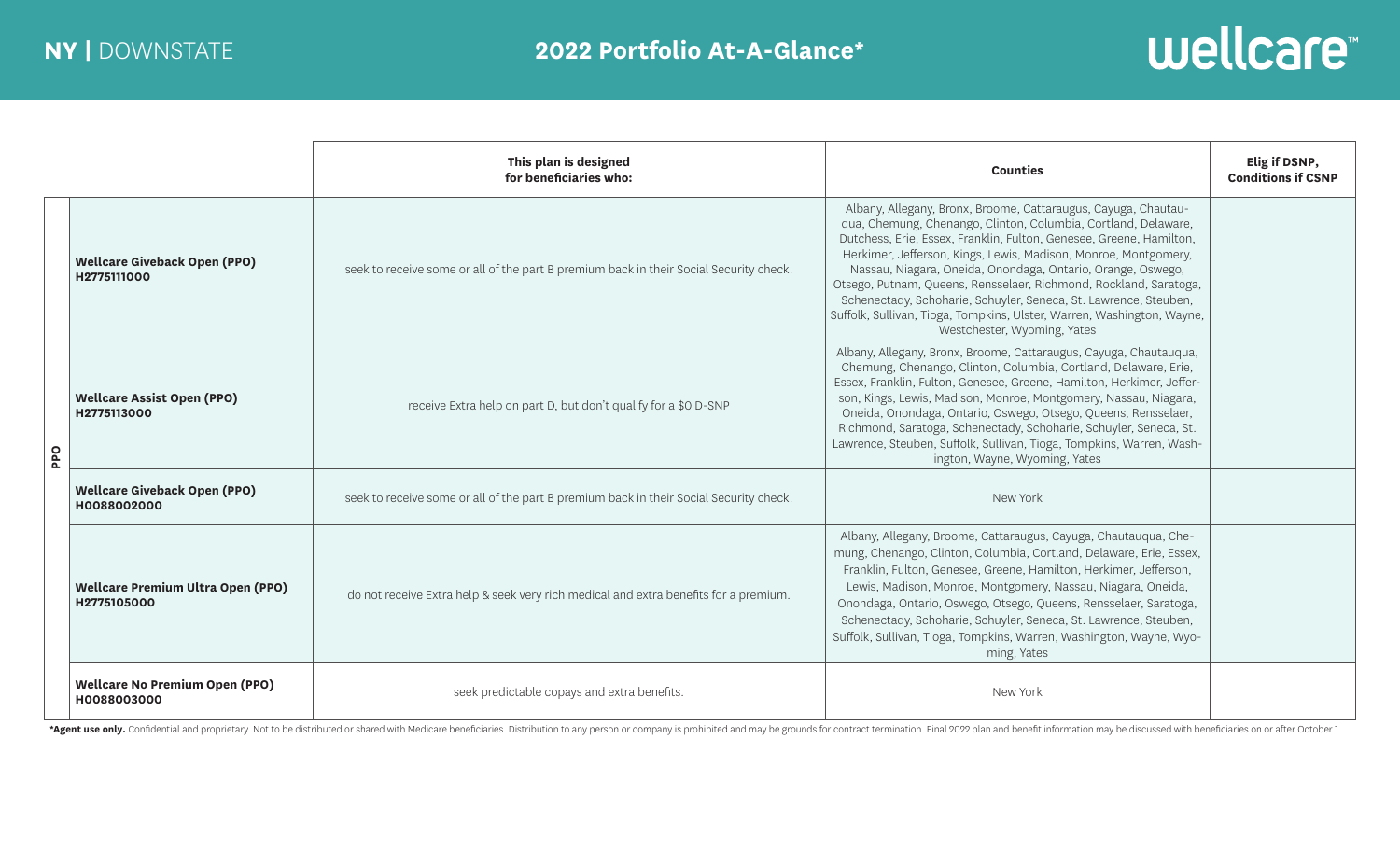NY | DOWNSTATE

# 2022 Portfolio At-A-Glance*

wellcare

| | | This plan is designed for beneficiaries who: | Counties | Elig if DSNP, Conditions if CSNP |
|---|---|---|---|---|
| PPO | **Wellcare Giveback Open (PPO) H2775111000** | seek to receive some or all of the part B premium back in their Social Security check. | Albany, Allegany, Bronx, Broome, Cattaraugus, Cayuga, Chautauqua, Chemung, Chenango, Clinton, Columbia, Cortland, Delaware, Dutchess, Erie, Essex, Franklin, Fulton, Genesee, Greene, Hamilton, Herkimer, Jefferson, Kings, Lewis, Madison, Monroe, Montgomery, Nassau, Niagara, Oneida, Onondaga, Ontario, Orange, Oswego, Otsego, Putnam, Queens, Rensselaer, Richmond, Rockland, Saratoga, Schenectady, Schoharie, Schuyler, Seneca, St. Lawrence, Steuben, Suffolk, Sullivan, Tioga, Tompkins, Ulster, Warren, Washington, Wayne, Westchester, Wyoming, Yates | |
| PPO | **Wellcare Assist Open (PPO) H2775113000** | receive Extra help on part D, but don't qualify for a $0 D-SNP | Albany, Allegany, Bronx, Broome, Cattaraugus, Cayuga, Chautauqua, Chemung, Chenango, Clinton, Columbia, Cortland, Delaware, Erie, Essex, Franklin, Fulton, Genesee, Greene, Hamilton, Herkimer, Jefferson, Kings, Lewis, Madison, Monroe, Montgomery, Nassau, Niagara, Oneida, Onondaga, Ontario, Oswego, Otsego, Queens, Rensselaer, Richmond, Saratoga, Schenectady, Schoharie, Schuyler, Seneca, St. Lawrence, Steuben, Suffolk, Sullivan, Tioga, Tompkins, Warren, Washington, Wayne, Wyoming, Yates | |
| PPO | **Wellcare Giveback Open (PPO) H0088002000** | seek to receive some or all of the part B premium back in their Social Security check. | New York | |
| PPO | **Wellcare Premium Ultra Open (PPO) H2775105000** | do not receive Extra help & seek very rich medical and extra benefits for a premium. | Albany, Allegany, Broome, Cattaraugus, Cayuga, Chautauqua, Chemung, Chenango, Clinton, Columbia, Cortland, Delaware, Erie, Essex, Franklin, Fulton, Genesee, Greene, Hamilton, Herkimer, Jefferson, Lewis, Madison, Monroe, Montgomery, Nassau, Niagara, Oneida, Onondaga, Ontario, Oswego, Otsego, Queens, Rensselaer, Saratoga, Schenectady, Schoharie, Schuyler, Seneca, St. Lawrence, Steuben, Suffolk, Sullivan, Tioga, Tompkins, Warren, Washington, Wayne, Wyoming, Yates | |
| PPO | **Wellcare No Premium Open (PPO) H0088003000** | seek predictable copays and extra benefits. | New York | |

***Agent use only.** Confidential and proprietary. Not to be distributed or shared with Medicare beneficiaries. Distribution to any person or company is prohibited and may be grounds for contract termination. Final 2022 plan and benefit information may be discussed with beneficiaries on or after October 1.